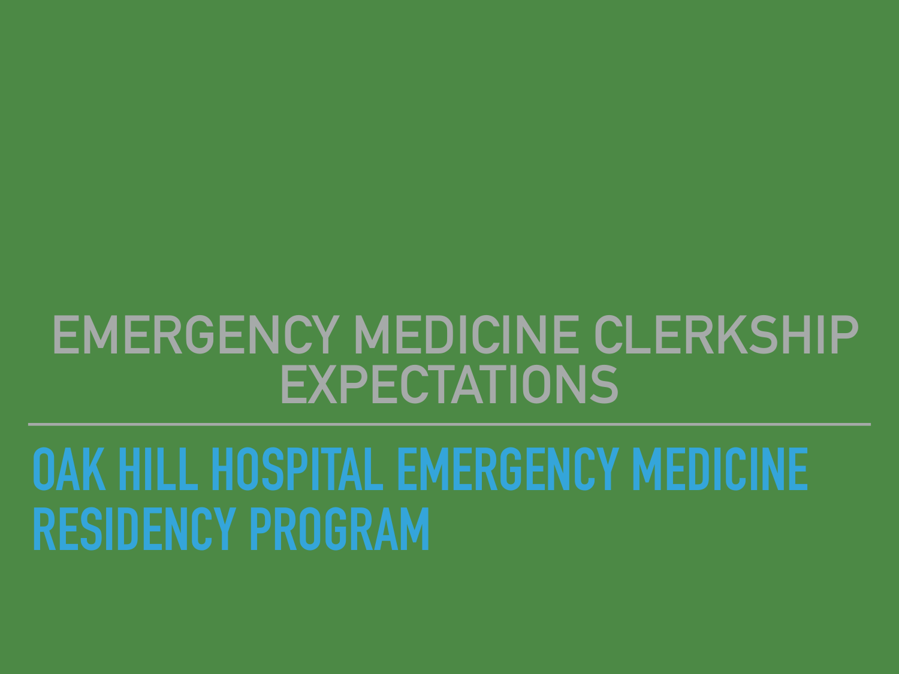# EMERGENCY MEDICINE CLERKSHIP EXPECTATIONS

## OAK HILL HOSPITAL EMERGENCY MEDICINE RESIDENCY PROGRAM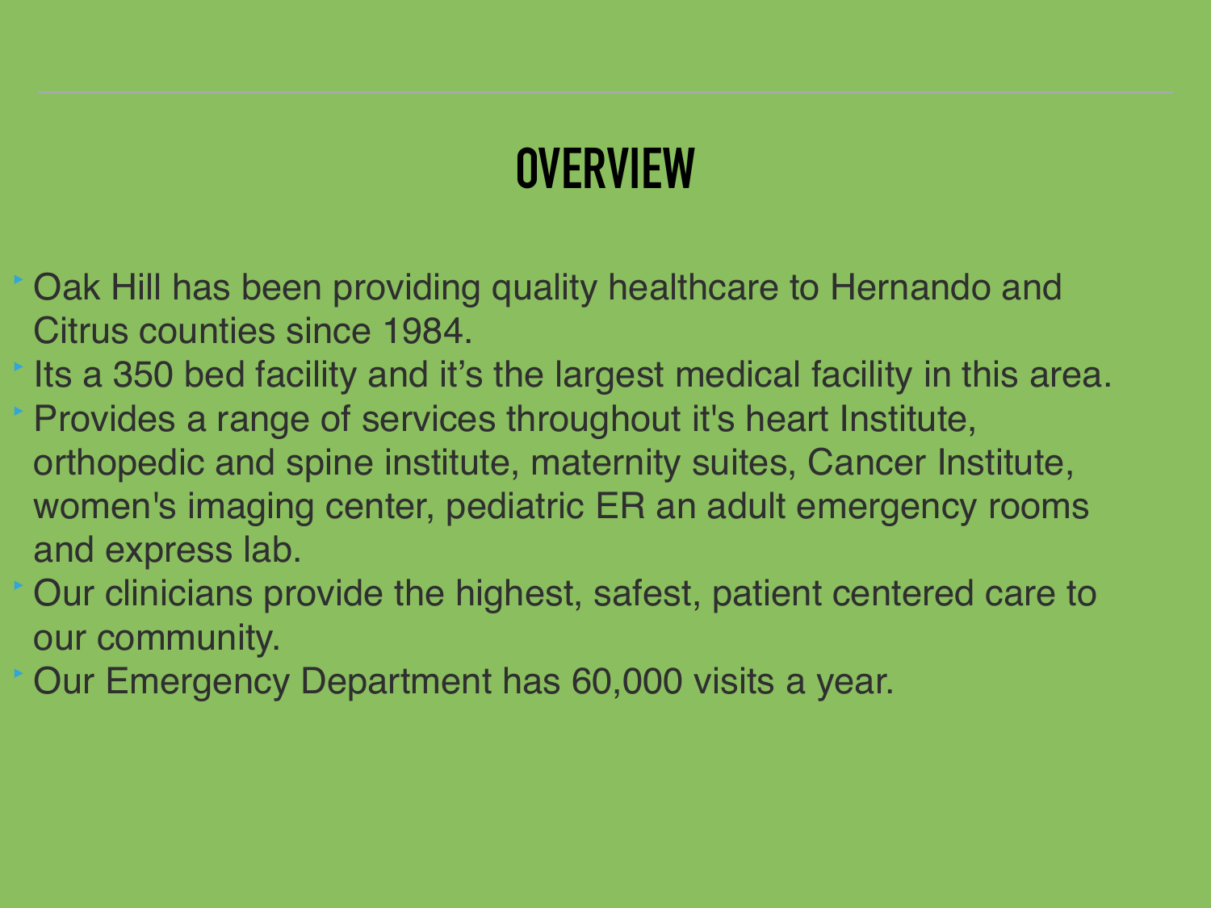# OVERVIEW

- Oak Hill has been providing quality healthcare to Hernando and Citrus counties since 1984.
- Its a 350 bed facility and it's the largest medical facility in this area.
- Provides a range of services throughout it's heart Institute, orthopedic and spine institute, maternity suites, Cancer Institute, women's imaging center, pediatric ER an adult emergency rooms and express lab.
- Our clinicians provide the highest, safest, patient centered care to our community.
- Our Emergency Department has 60,000 visits a year.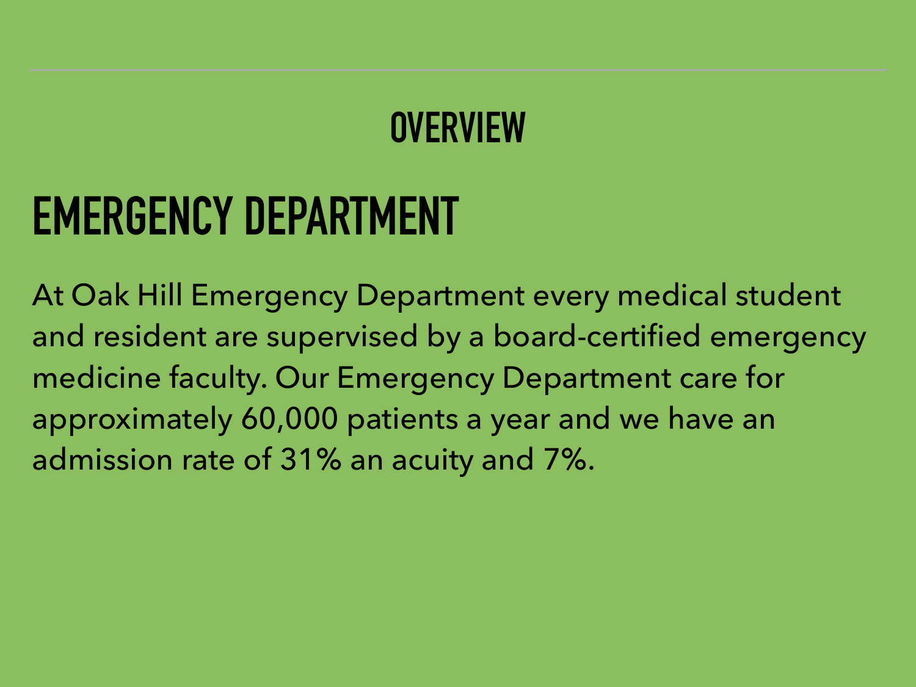# OVERVIEW

## EMERGENCY DEPARTMENT

At Oak Hill Emergency Department every medical student and resident are supervised by a board-certified emergency medicine faculty. Our Emergency Department care for approximately 60,000 patients a year and we have an admission rate of 31% an acuity and 7%.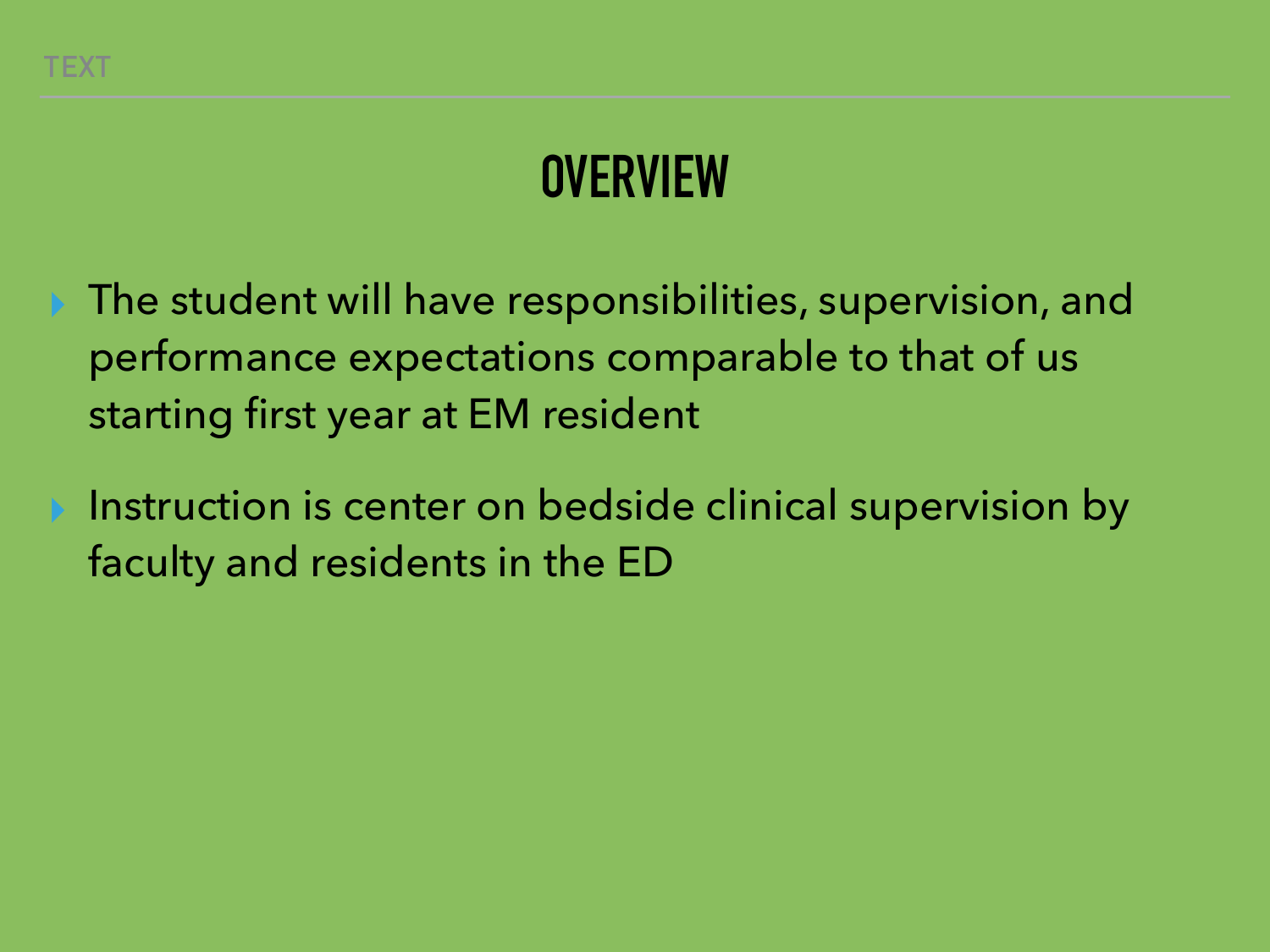# OVERVIEW

- The student will have responsibilities, supervision, and performance expectations comparable to that of us starting first year at EM resident
- Instruction is center on bedside clinical supervision by faculty and residents in the ED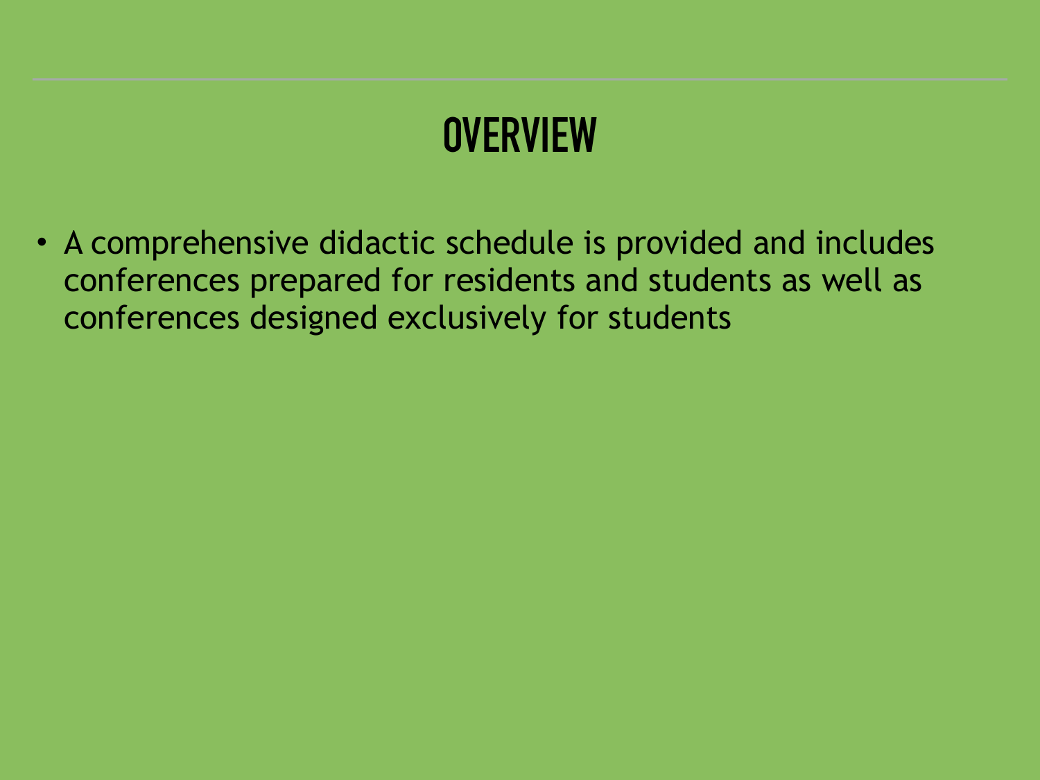# OVERVIEW

- A comprehensive didactic schedule is provided and includes conferences prepared for residents and students as well as conferences designed exclusively for students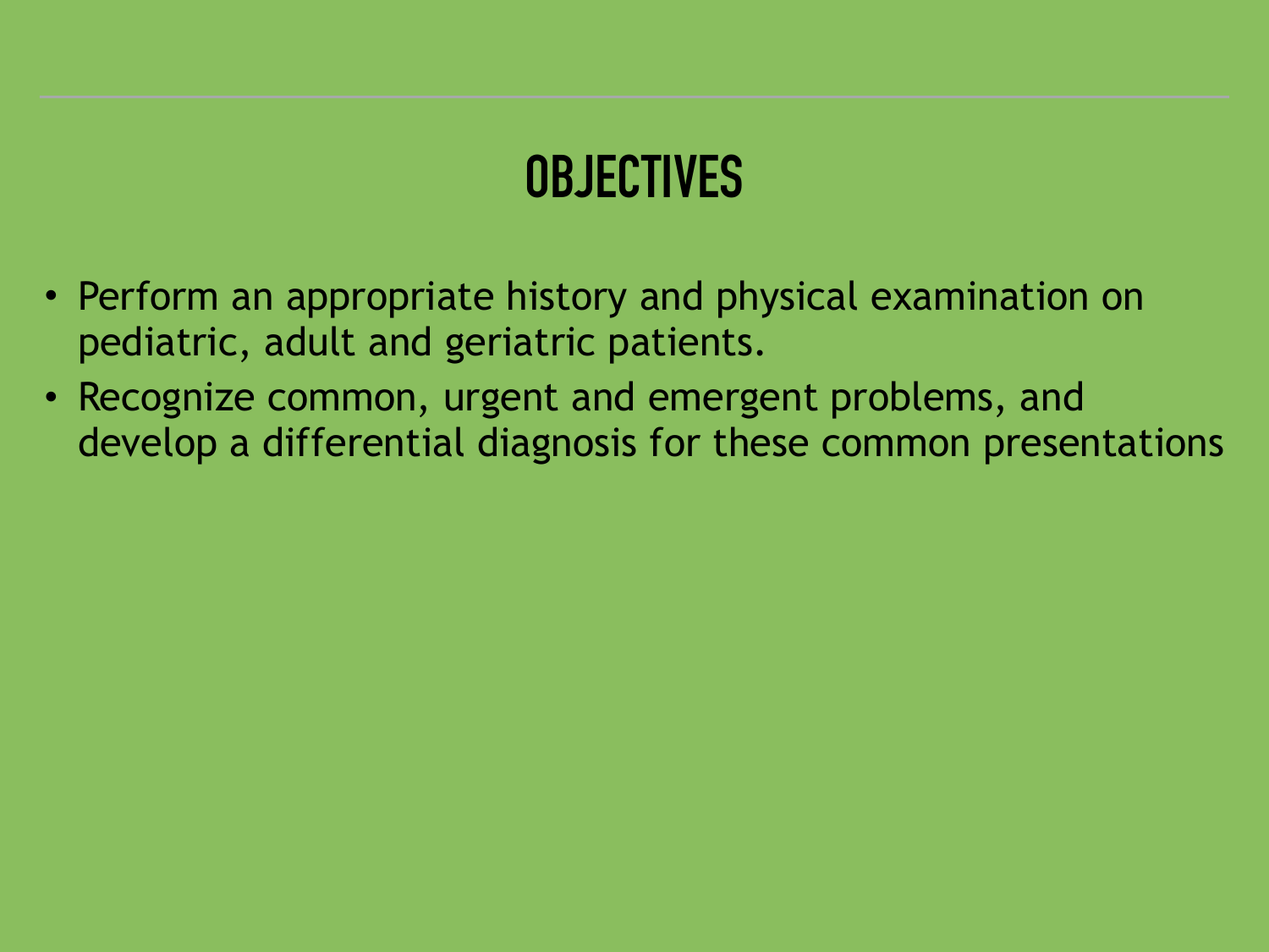# OBJECTIVES

- Perform an appropriate history and physical examination on pediatric, adult and geriatric patients.
- Recognize common, urgent and emergent problems, and develop a differential diagnosis for these common presentations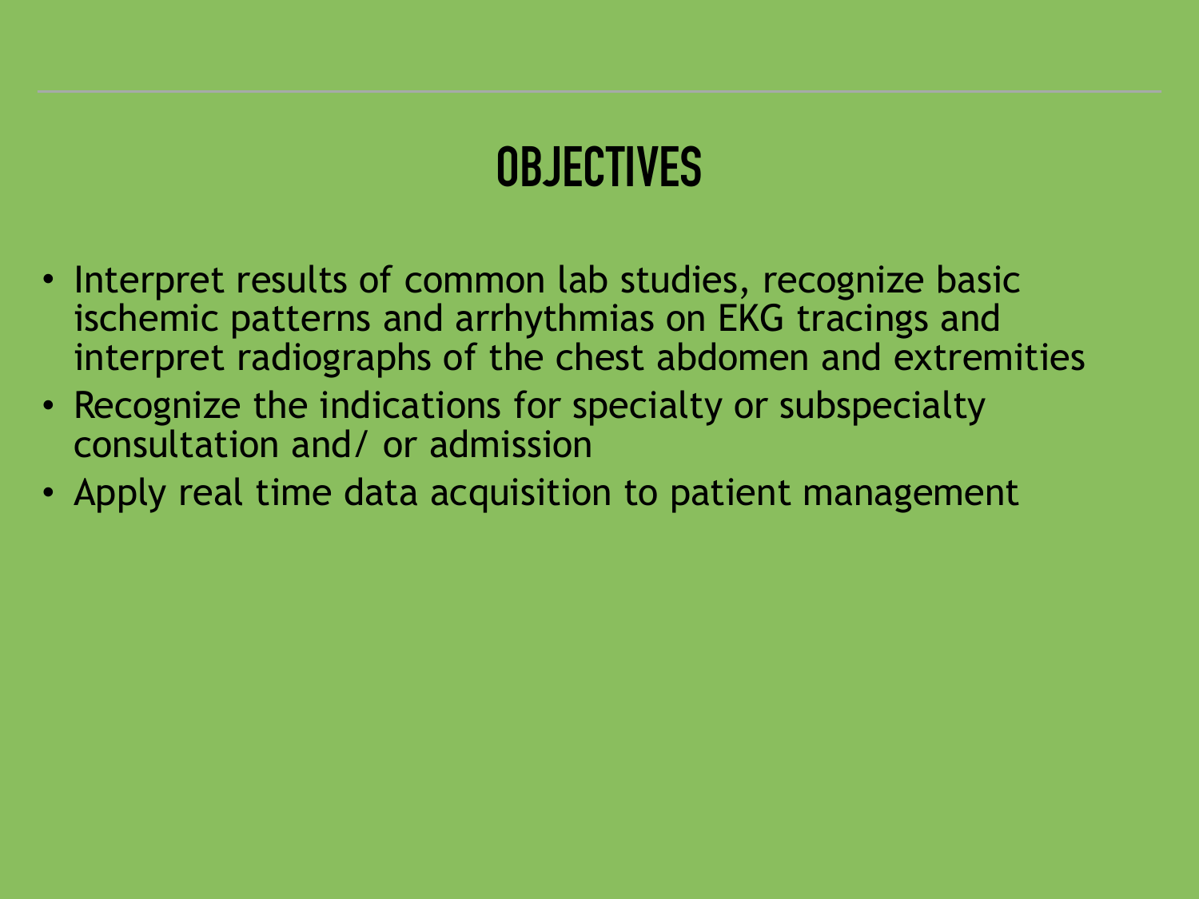# OBJECTIVES

- Interpret results of common lab studies, recognize basic ischemic patterns and arrhythmias on EKG tracings and interpret radiographs of the chest abdomen and extremities
- Recognize the indications for specialty or subspecialty consultation and/ or admission
- Apply real time data acquisition to patient management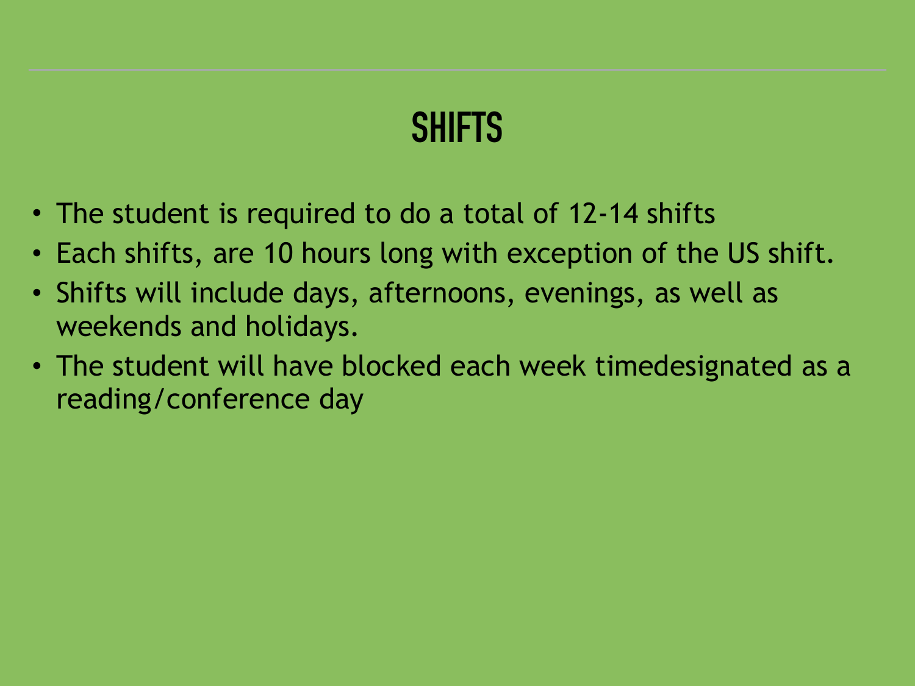# SHIFTS

- The student is required to do a total of 12-14 shifts
- Each shifts, are 10 hours long with exception of the US shift.
- Shifts will include days, afternoons, evenings, as well as weekends and holidays.
- The student will have blocked each week timedesignated as a reading/conference day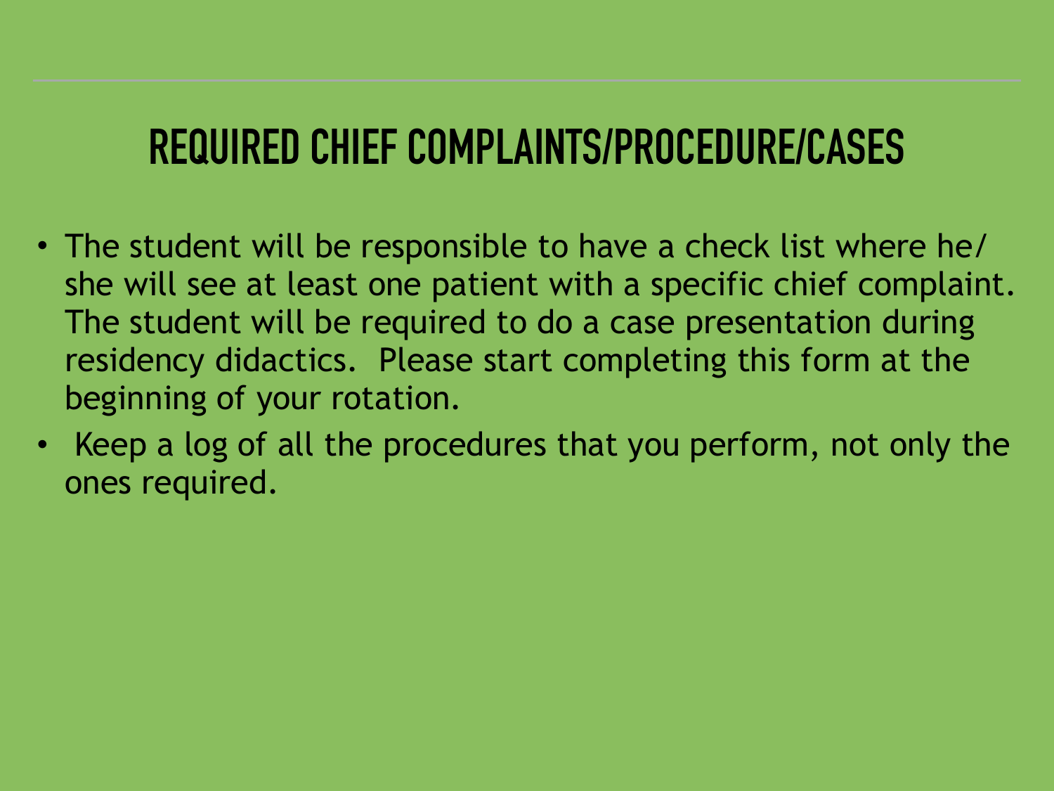# REQUIRED CHIEF COMPLAINTS/PROCEDURE/CASES

- The student will be responsible to have a check list where he/she will see at least one patient with a specific chief complaint. The student will be required to do a case presentation during residency didactics. Please start completing this form at the beginning of your rotation.
- Keep a log of all the procedures that you perform, not only the ones required.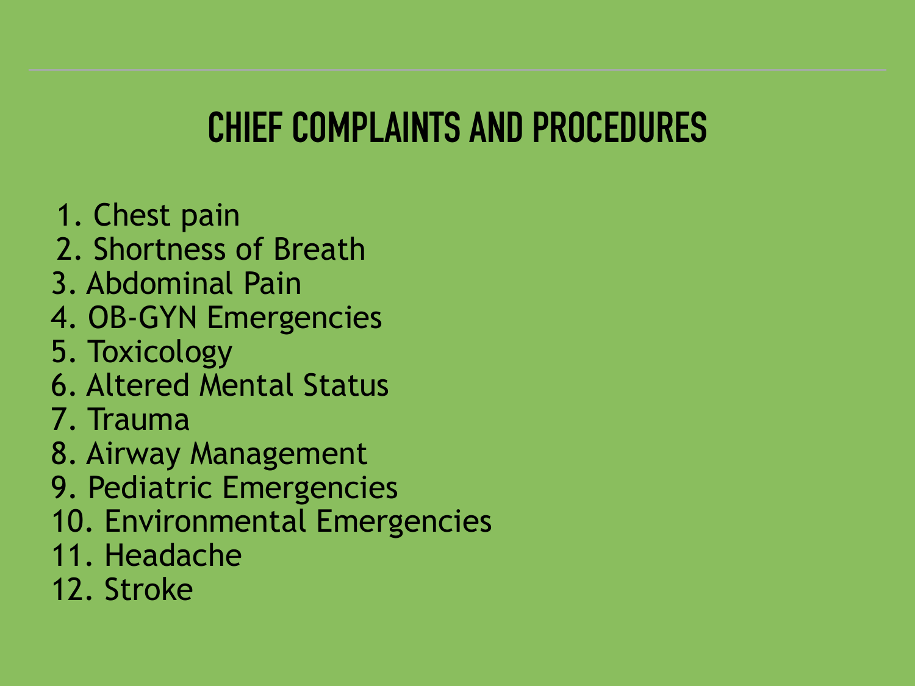# CHIEF COMPLAINTS AND PROCEDURES

1. Chest pain
2. Shortness of Breath
3. Abdominal Pain
4. OB-GYN Emergencies
5. Toxicology
6. Altered Mental Status
7. Trauma
8. Airway Management
9. Pediatric Emergencies
10. Environmental Emergencies
11. Headache
12. Stroke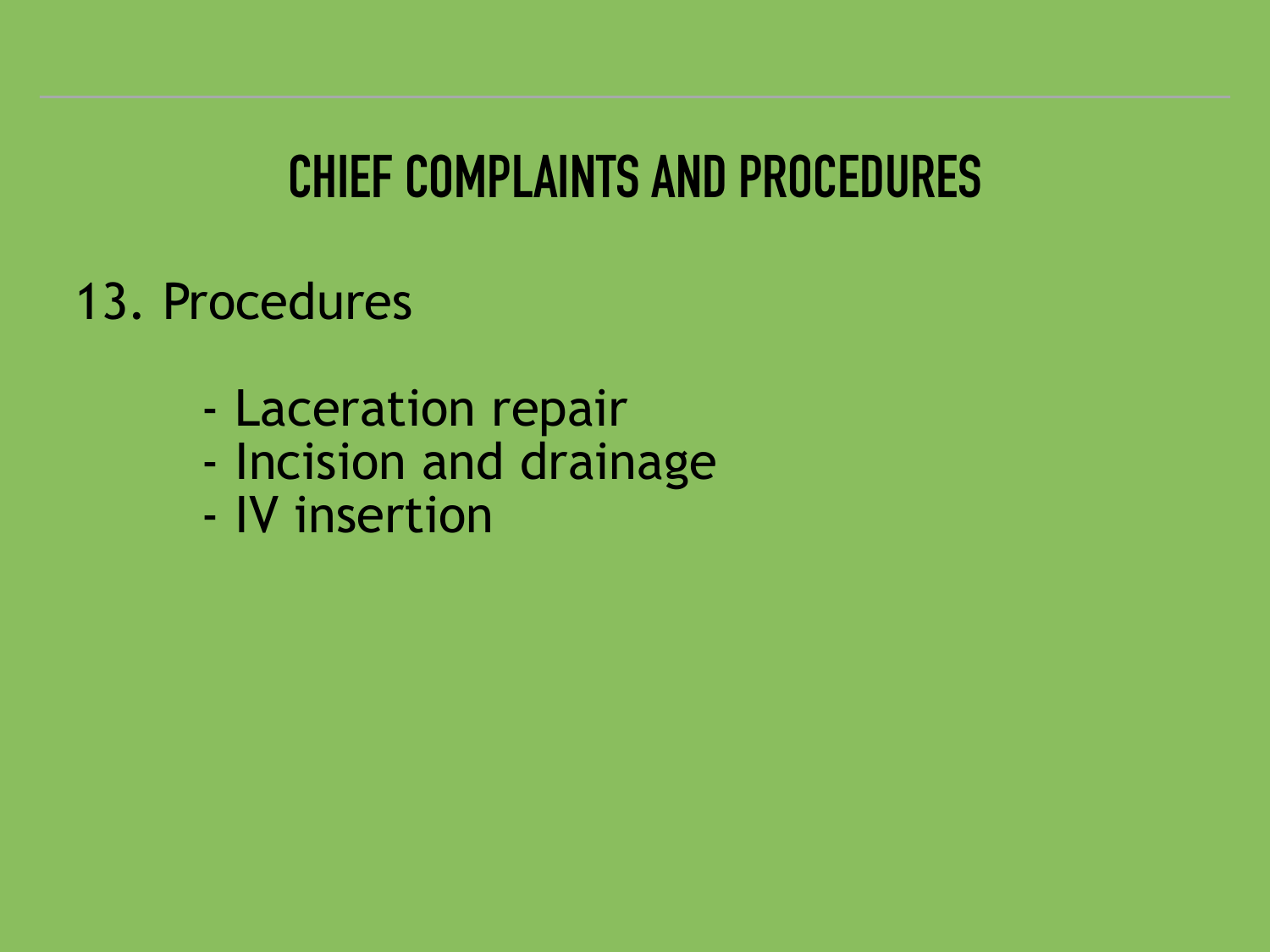# CHIEF COMPLAINTS AND PROCEDURES

13. Procedures

- Laceration repair
- Incision and drainage
- IV insertion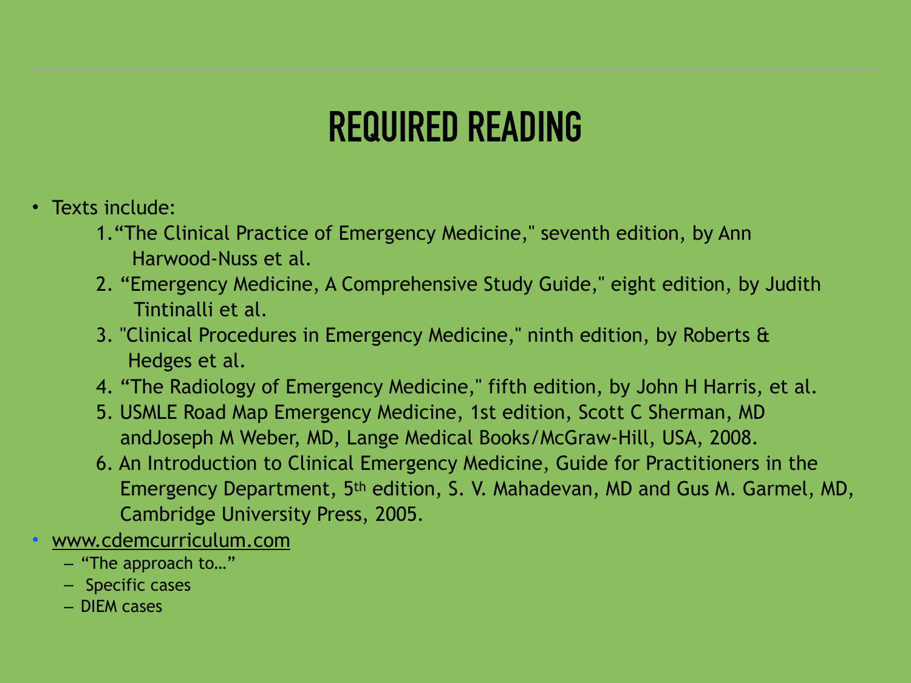# REQUIRED READING

- Texts include:
    1. "The Clinical Practice of Emergency Medicine," seventh edition, by Ann Harwood-Nuss et al.
    2. "Emergency Medicine, A Comprehensive Study Guide," eight edition, by Judith Tintinalli et al.
    3. "Clinical Procedures in Emergency Medicine," ninth edition, by Roberts & Hedges et al.
    4. "The Radiology of Emergency Medicine," fifth edition, by John H Harris, et al.
    5. USMLE Road Map Emergency Medicine, 1st edition, Scott C Sherman, MD andJoseph M Weber, MD, Lange Medical Books/McGraw-Hill, USA, 2008.
    6. An Introduction to Clinical Emergency Medicine, Guide for Practitioners in the Emergency Department, 5th edition, S. V. Mahadevan, MD and Gus M. Garmel, MD, Cambridge University Press, 2005.
- www.cdemcurriculum.com
    - "The approach to…"
    - Specific cases
    - DIEM cases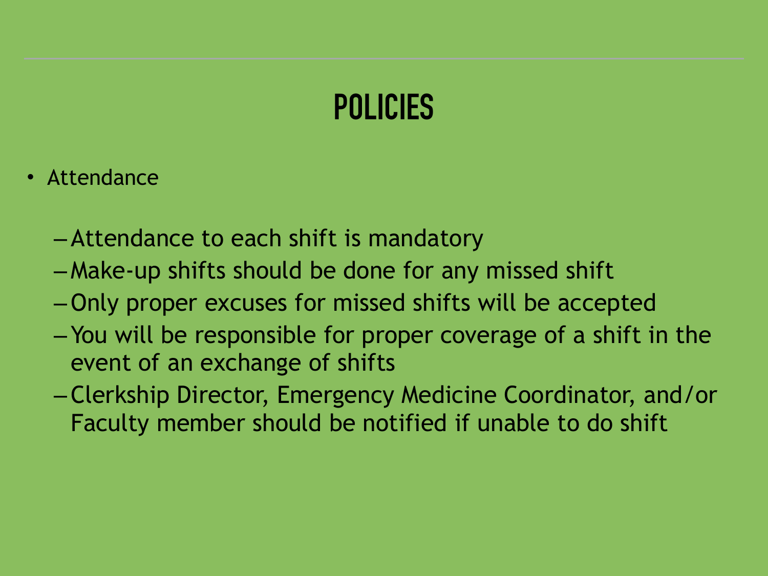# POLICIES

- Attendance
  - Attendance to each shift is mandatory
  - Make-up shifts should be done for any missed shift
  - Only proper excuses for missed shifts will be accepted
  - You will be responsible for proper coverage of a shift in the event of an exchange of shifts
  - Clerkship Director, Emergency Medicine Coordinator, and/or Faculty member should be notified if unable to do shift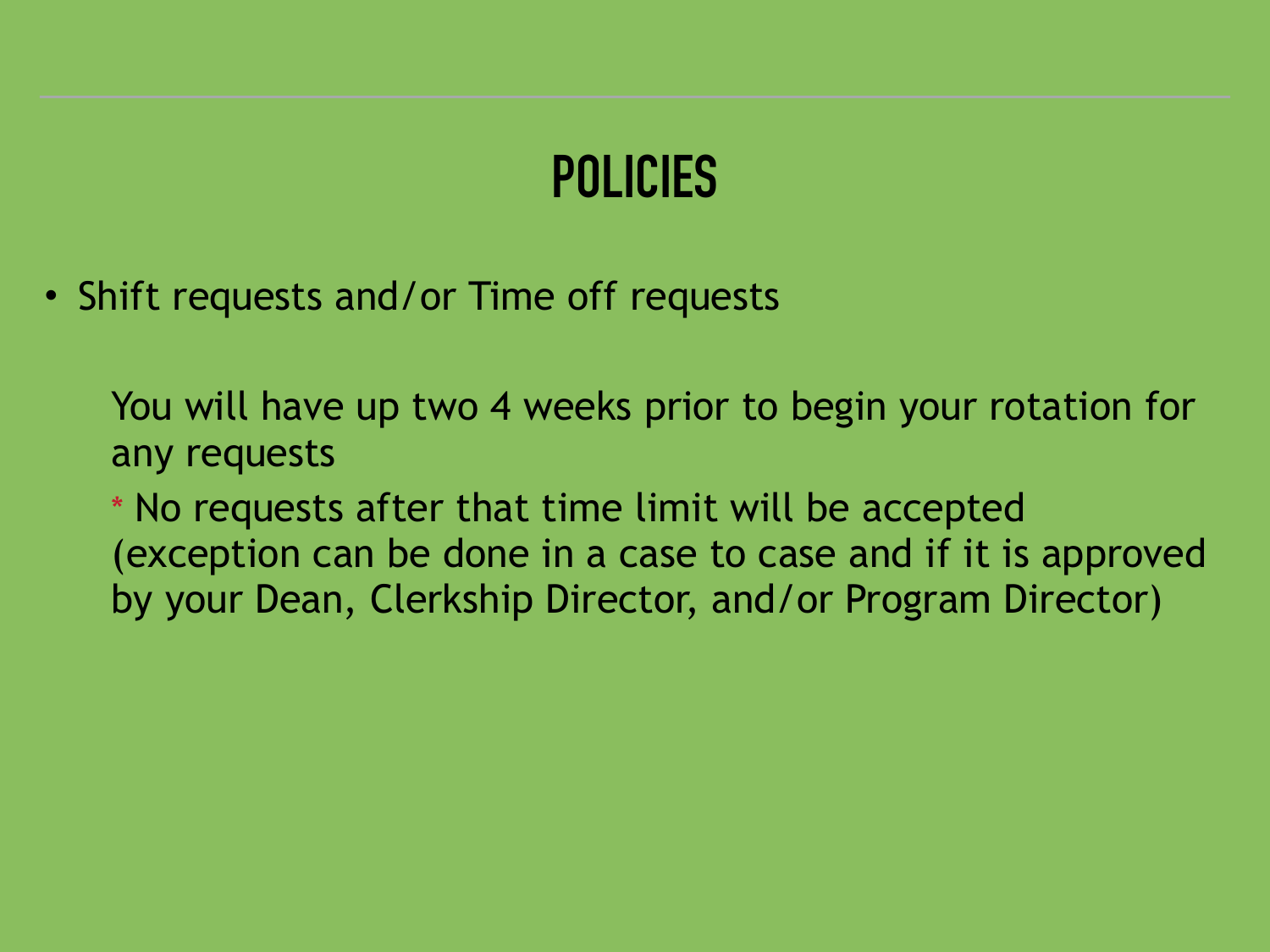# POLICIES

- Shift requests and/or Time off requests

  You will have up two 4 weeks prior to begin your rotation for any requests

  * No requests after that time limit will be accepted (exception can be done in a case to case and if it is approved by your Dean, Clerkship Director, and/or Program Director)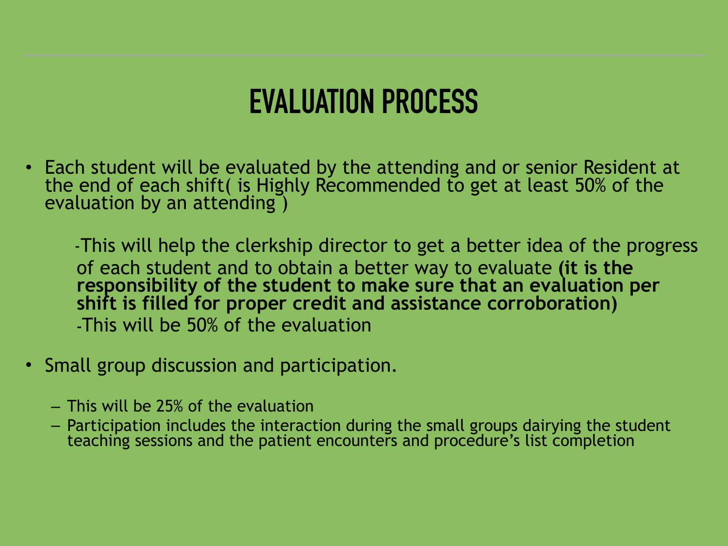# EVALUATION PROCESS

- Each student will be evaluated by the attending and or senior Resident at the end of each shift( is Highly Recommended to get at least 50% of the evaluation by an attending )

  -This will help the clerkship director to get a better idea of the progress of each student and to obtain a better way to evaluate **(it is the responsibility of the student to make sure that an evaluation per shift is filled for proper credit and assistance corroboration)**

  -This will be 50% of the evaluation

- Small group discussion and participation.
  - This will be 25% of the evaluation
  - Participation includes the interaction during the small groups dairying the student teaching sessions and the patient encounters and procedure's list completion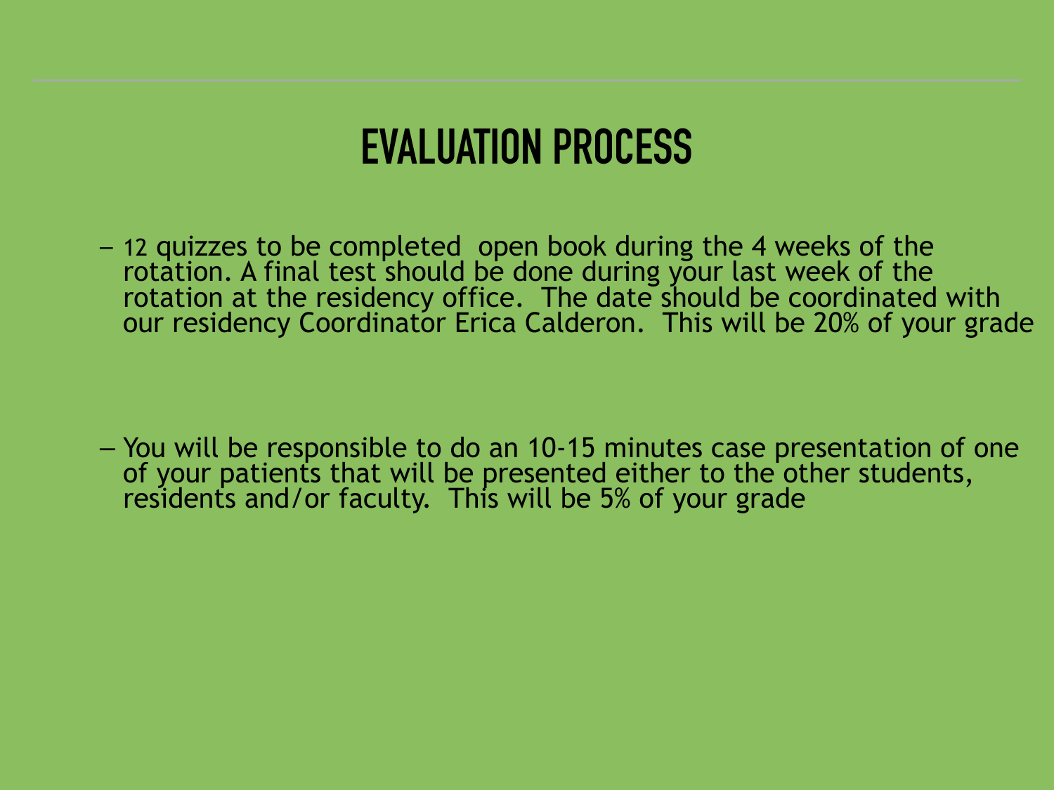# EVALUATION PROCESS

- 12 quizzes to be completed  open book during the 4 weeks of the rotation. A final test should be done during your last week of the rotation at the residency office.  The date should be coordinated with our residency Coordinator Erica Calderon.  This will be 20% of your grade

- You will be responsible to do an 10-15 minutes case presentation of one of your patients that will be presented either to the other students, residents and/or faculty.  This will be 5% of your grade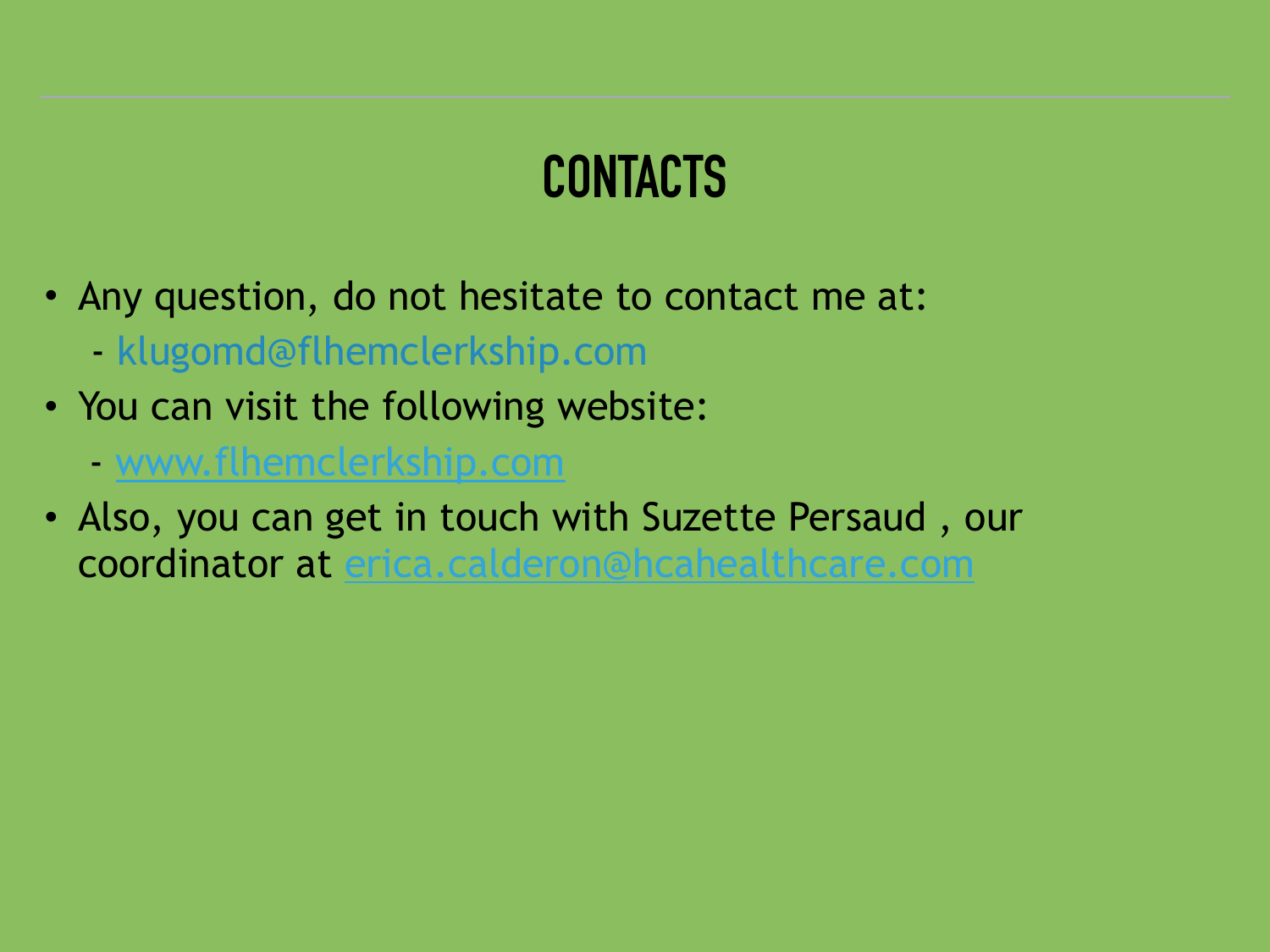# CONTACTS

- Any question, do not hesitate to contact me at:
  - klugomd@flhemclerkship.com
- You can visit the following website:
  - www.flhemclerkship.com
- Also, you can get in touch with Suzette Persaud , our coordinator at erica.calderon@hcahealthcare.com